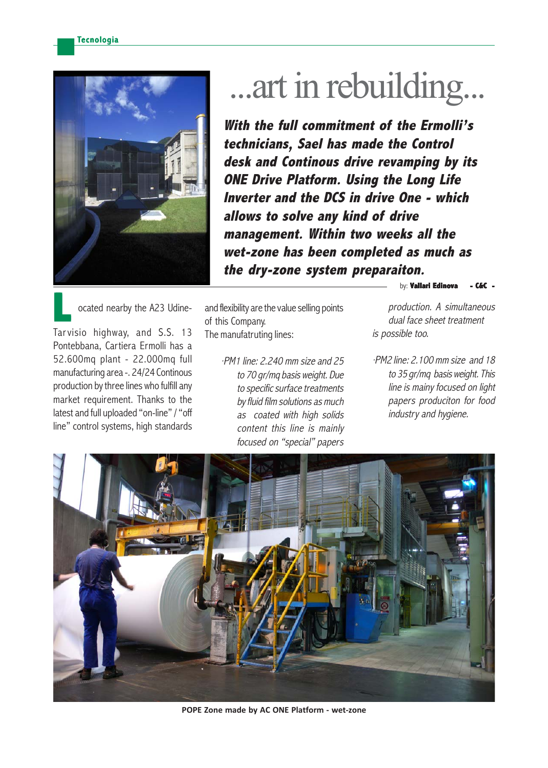# ...art in rebuilding...

***With the full commitment of the Ermolli's technicians, Sael has made the Control desk and Continous drive revamping by its ONE Drive Platform. Using the Long Life Inverter and the DCS in drive One - which allows to solve any kind of drive management. Within two weeks all the wet-zone has been completed as much as the dry-zone system preparaiton.***

by: **Vallari Edinova** - **C&C** -

Located nearby the A23 Udine-Tarvisio highway, and S.S. 13 Pontebbana, Cartiera Ermolli has a 52.600mq plant - 22.000mq full manufacturing area -. 24/24 Continous production by three lines who fulfill any market requirement. Thanks to the latest and full uploaded "on-line" / "off line" control systems, high standards and flexibility are the value selling points of this Company.

The manufatruting lines:

- *PM1 line: 2.240 mm size and 25 to 70 gr/mq basis weight. Due to specific surface treatments by fluid film solutions as much as coated with high solids content this line is mainly focused on "special" papers production. A simultaneous dual face sheet treatment is possible too.*
- *PM2 line: 2.100 mm size and 18 to 35 gr/mq basis weight. This line is mainy focused on light papers produciton for food industry and hygiene.*

**POPE Zone made by AC ONE Platform - wet-zone**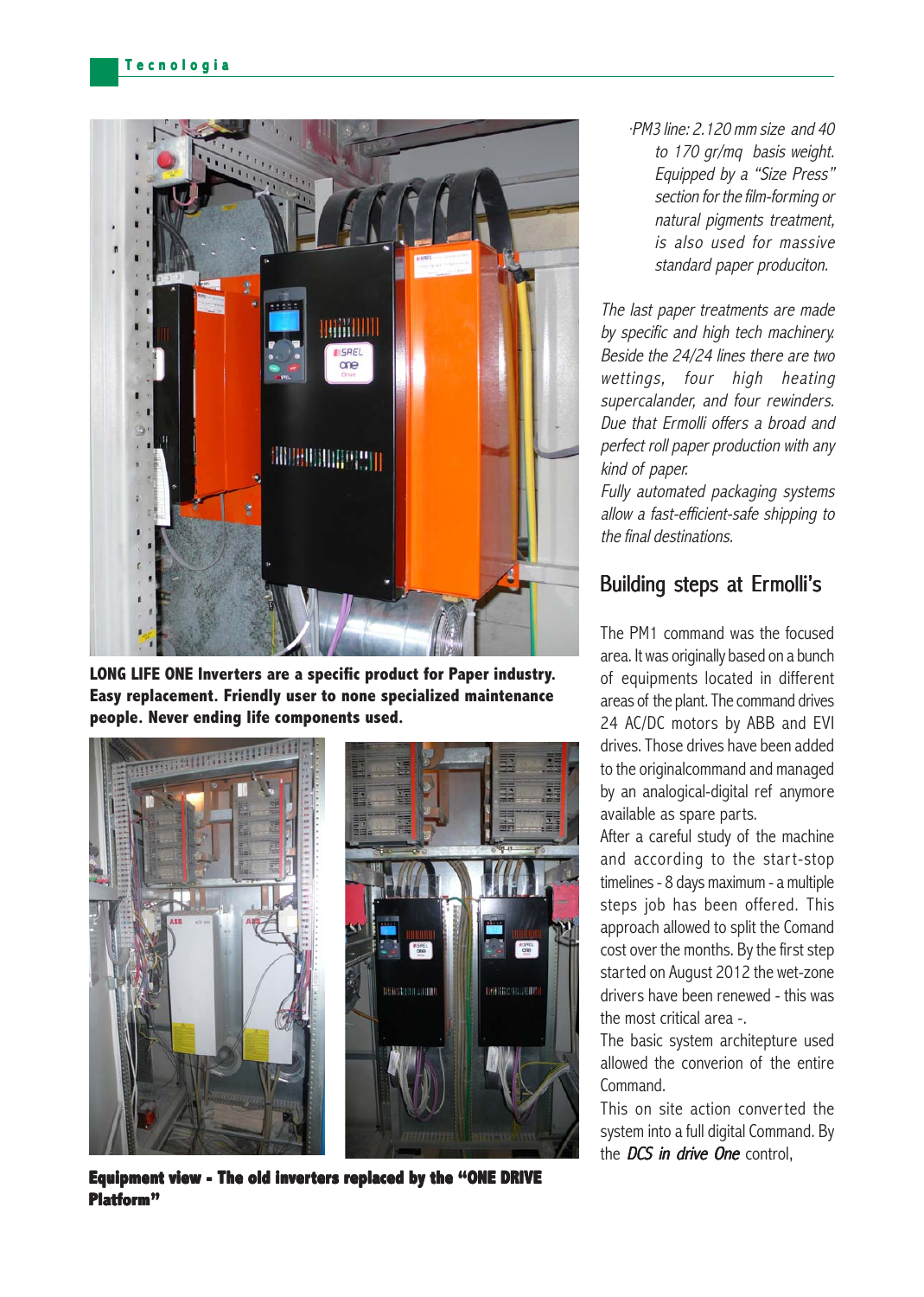**LONG LIFE ONE Inverters are a specific product for Paper industry. Easy replacement. Friendly user to none specialized maintenance people. Never ending life components used.**

**Equipment view - The old inverters replaced by the "ONE DRIVE Platform"**

*·PM3 line: 2.120 mm size and 40 to 170 gr/mq basis weight. Equipped by a "Size Press" section for the film-forming or natural pigments treatment, is also used for massive standard paper produciton.*

*The last paper treatments are made by specific and high tech machinery. Beside the 24/24 lines there are two wettings, four high heating supercalander, and four rewinders. Due that Ermolli offers a broad and perfect roll paper production with any kind of paper.*
*Fully automated packaging systems allow a fast-efficient-safe shipping to the final destinations.*

## Building steps at Ermolli's

The PM1 command was the focused area. It was originally based on a bunch of equipments located in different areas of the plant. The command drives 24 AC/DC motors by ABB and EVI drives. Those drives have been added to the originalcommand and managed by an analogical-digital ref anymore available as spare parts.
After a careful study of the machine and according to the start-stop timelines - 8 days maximum - a multiple steps job has been offered. This approach allowed to split the Comand cost over the months. By the first step started on August 2012 the wet-zone drivers have been renewed - this was the most critical area -.
The basic system architepture used allowed the converion of the entire Command.
This on site action converted the system into a full digital Command. By the *DCS in drive One* control,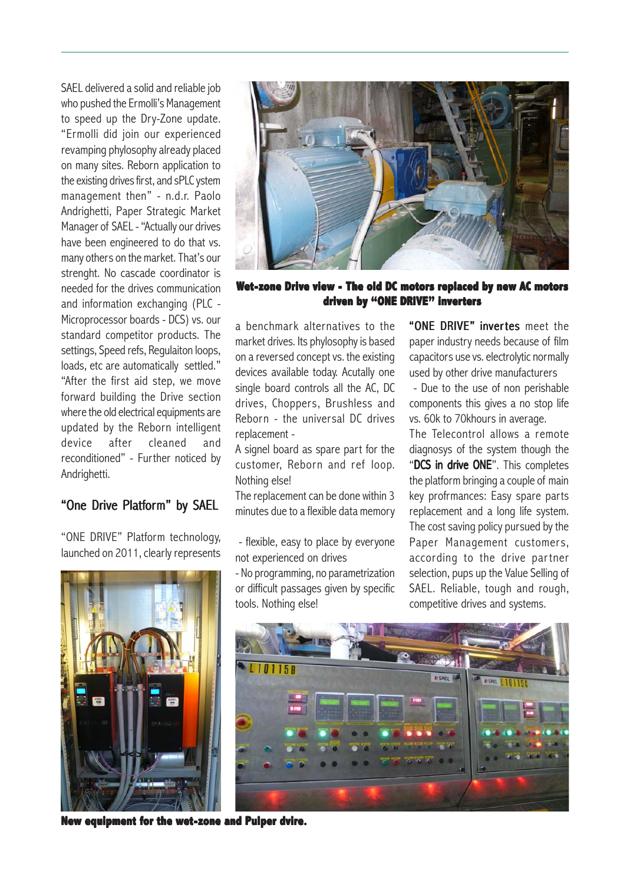SAEL delivered a solid and reliable job who pushed the Ermolli's Management to speed up the Dry-Zone update. "Ermolli did join our experienced revamping phylosophy already placed on many sites. Reborn application to the existing drives first, and sPLC ystem management then" - n.d.r. Paolo Andrighetti, Paper Strategic Market Manager of SAEL - "Actually our drives have been engineered to do that vs. many others on the market. That's our strenght. No cascade coordinator is needed for the drives communication and information exchanging (PLC - Microprocessor boards - DCS) vs. our standard competitor products. The settings, Speed refs, Regulaiton loops, loads, etc are automatically settled." "After the first aid step, we move forward building the Drive section where the old electrical equipments are updated by the Reborn intelligent device after cleaned and reconditioned" - Further noticed by Andrighetti.

**Wet-zone Drive view - The old DC motors replaced by new AC motors driven by "ONE DRIVE" inverters**

## "One Drive Platform" by SAEL

"ONE DRIVE" Platform technology, launched on 2011, clearly represents a benchmark alternatives to the market drives. Its phylosophy is based on a reversed concept vs. the existing devices available today. Acutally one single board controls all the AC, DC drives, Choppers, Brushless and Reborn - the universal DC drives replacement -

A signel board as spare part for the customer, Reborn and ref loop. Nothing else!

The replacement can be done within 3 minutes due to a flexible data memory

- flexible, easy to place by everyone not experienced on drives
- No programming, no parametrization or difficult passages given by specific tools. Nothing else!

"ONE DRIVE" invertes meet the paper industry needs because of film capacitors use vs. electrolytic normally used by other drive manufacturers

- Due to the use of non perishable components this gives a no stop life vs. 60k to 70khours in average.

The Telecontrol allows a remote diagnosys of the system though the "DCS in drive ONE". This completes the platform bringing a couple of main key profrmances: Easy spare parts replacement and a long life system. The cost saving policy pursued by the Paper Management customers, according to the drive partner selection, pups up the Value Selling of SAEL. Reliable, tough and rough, competitive drives and systems.

**New equipment for the wet-zone and Pulper dvire.**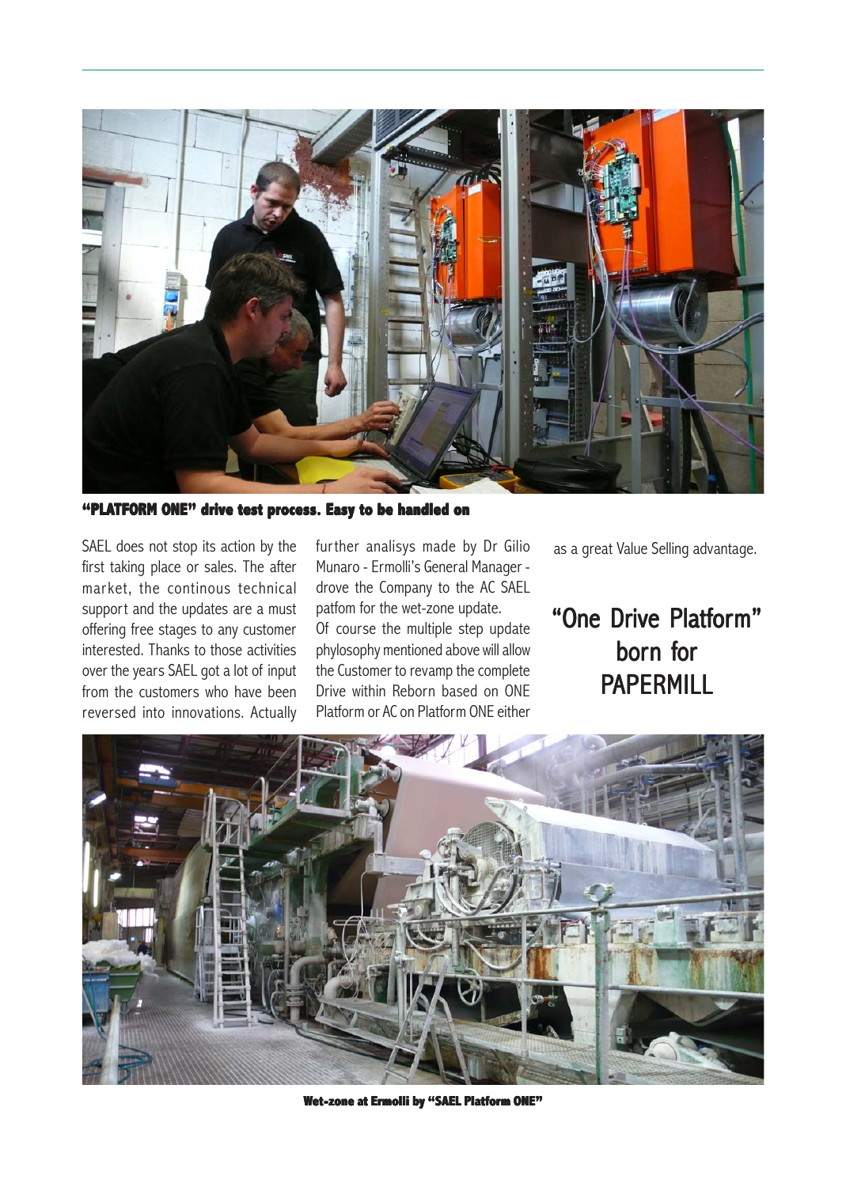**"PLATFORM ONE" drive test process. Easy to be handled on**

SAEL does not stop its action by the first taking place or sales. The after market, the continous technical support and the updates are a must offering free stages to any customer interested. Thanks to those activities over the years SAEL got a lot of input from the customers who have been reversed into innovations. Actually further analisys made by Dr Gilio Munaro - Ermolli's General Manager - drove the Company to the AC SAEL patfom for the wet-zone update.

Of course the multiple step update phylosophy mentioned above will allow the Customer to revamp the complete Drive within Reborn based on ONE Platform or AC on Platform ONE either as a great Value Selling advantage.

## "One Drive Platform" born for PAPERMILL

**Wet-zone at Ermolli by "SAEL Platform ONE"**